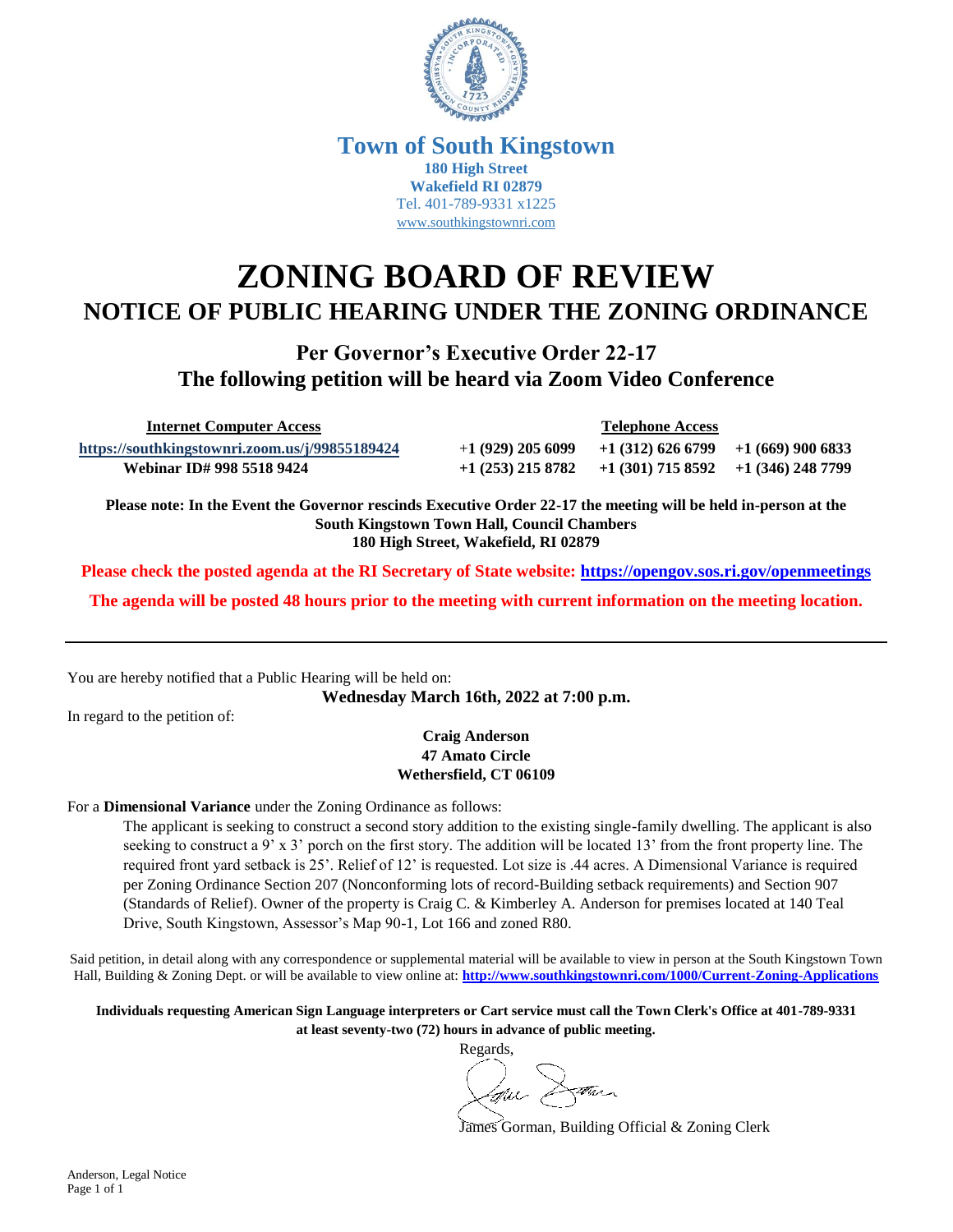**Town of South Kingstown**
**180 High Street**
**Wakefield RI 02879**
Tel. 401-789-9331 x1225
www.southkingstownri.com

# ZONING BOARD OF REVIEW

## NOTICE OF PUBLIC HEARING UNDER THE ZONING ORDINANCE

### Per Governor's Executive Order 22-17
### The following petition will be heard via Zoom Video Conference

| Internet Computer Access | Telephone Access | | |
|---|---|---|---|
| https://southkingstownri.zoom.us/j/99855189424 | +1 (929) 205 6099 | +1 (312) 626 6799 | +1 (669) 900 6833 |
| Webinar ID# 998 5518 9424 | +1 (253) 215 8782 | +1 (301) 715 8592 | +1 (346) 248 7799 |

**Please note: In the Event the Governor rescinds Executive Order 22-17 the meeting will be held in-person at the South Kingstown Town Hall, Council Chambers 180 High Street, Wakefield, RI 02879**

**Please check the posted agenda at the RI Secretary of State website: https://opengov.sos.ri.gov/openmeetings**

**The agenda will be posted 48 hours prior to the meeting with current information on the meeting location.**

---

You are hereby notified that a Public Hearing will be held on:

**Wednesday March 16th, 2022 at 7:00 p.m.**

In regard to the petition of:

**Craig Anderson**
**47 Amato Circle**
**Wethersfield, CT 06109**

For a **Dimensional Variance** under the Zoning Ordinance as follows:

The applicant is seeking to construct a second story addition to the existing single-family dwelling. The applicant is also seeking to construct a 9' x 3' porch on the first story. The addition will be located 13' from the front property line. The required front yard setback is 25'. Relief of 12' is requested. Lot size is .44 acres. A Dimensional Variance is required per Zoning Ordinance Section 207 (Nonconforming lots of record-Building setback requirements) and Section 907 (Standards of Relief). Owner of the property is Craig C. & Kimberley A. Anderson for premises located at 140 Teal Drive, South Kingstown, Assessor's Map 90-1, Lot 166 and zoned R80.

Said petition, in detail along with any correspondence or supplemental material will be available to view in person at the South Kingstown Town Hall, Building & Zoning Dept. or will be available to view online at: **http://www.southkingstownri.com/1000/Current-Zoning-Applications**

**Individuals requesting American Sign Language interpreters or Cart service must call the Town Clerk's Office at 401-789-9331 at least seventy-two (72) hours in advance of public meeting.**

Regards,

James Gorman, Building Official & Zoning Clerk

Anderson, Legal Notice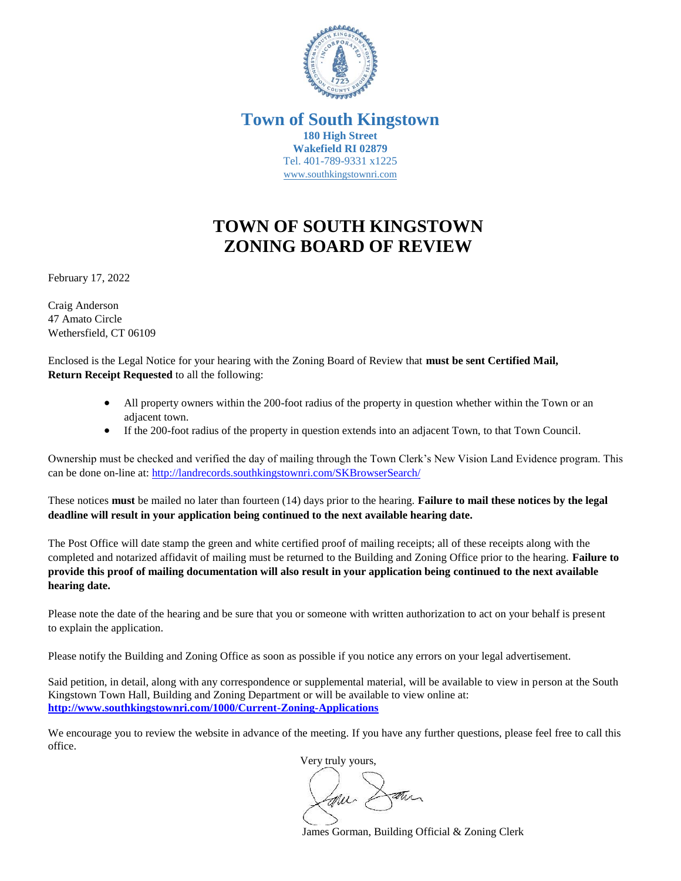# Town of South Kingstown

**180 High Street**
**Wakefield RI 02879**
Tel. 401-789-9331 x1225
www.southkingstownri.com

# TOWN OF SOUTH KINGSTOWN ZONING BOARD OF REVIEW

February 17, 2022

Craig Anderson
47 Amato Circle
Wethersfield, CT 06109

Enclosed is the Legal Notice for your hearing with the Zoning Board of Review that **must be sent Certified Mail, Return Receipt Requested** to all the following:

- All property owners within the 200-foot radius of the property in question whether within the Town or an adjacent town.
- If the 200-foot radius of the property in question extends into an adjacent Town, to that Town Council.

Ownership must be checked and verified the day of mailing through the Town Clerk's New Vision Land Evidence program. This can be done on-line at: http://landrecords.southkingstownri.com/SKBrowserSearch/

These notices **must** be mailed no later than fourteen (14) days prior to the hearing. **Failure to mail these notices by the legal deadline will result in your application being continued to the next available hearing date.**

The Post Office will date stamp the green and white certified proof of mailing receipts; all of these receipts along with the completed and notarized affidavit of mailing must be returned to the Building and Zoning Office prior to the hearing. **Failure to provide this proof of mailing documentation will also result in your application being continued to the next available hearing date.**

Please note the date of the hearing and be sure that you or someone with written authorization to act on your behalf is present to explain the application.

Please notify the Building and Zoning Office as soon as possible if you notice any errors on your legal advertisement.

Said petition, in detail, along with any correspondence or supplemental material, will be available to view in person at the South Kingstown Town Hall, Building and Zoning Department or will be available to view online at:
**http://www.southkingstownri.com/1000/Current-Zoning-Applications**

We encourage you to review the website in advance of the meeting. If you have any further questions, please feel free to call this office.

Very truly yours,

James Gorman, Building Official & Zoning Clerk